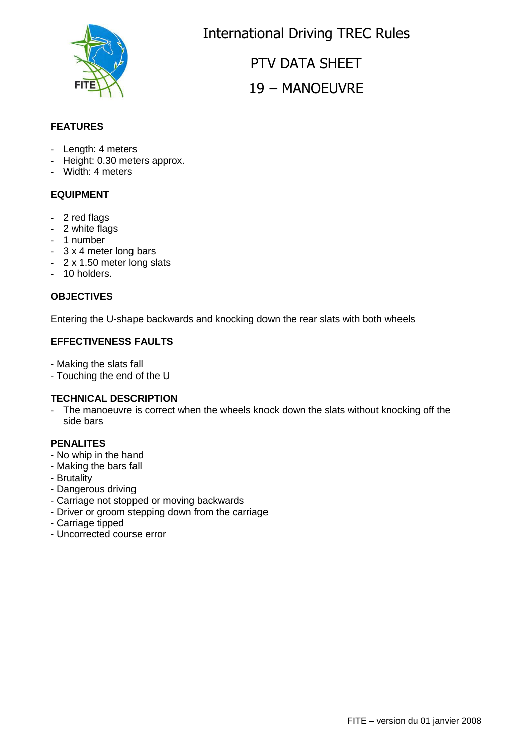# International Driving TREC Rules

## PTV DATA SHEET

## 19 – MANOEUVRE

**FEATURES**

- Length: 4 meters
- Height: 0.30 meters approx.
- Width: 4 meters

**EQUIPMENT**

- 2 red flags
- 2 white flags
- 1 number
- 3 x 4 meter long bars
- 2 x 1.50 meter long slats
- 10 holders.

**OBJECTIVES**

Entering the U-shape backwards and knocking down the rear slats with both wheels

**EFFECTIVENESS FAULTS**

- Making the slats fall
- Touching the end of the U

**TECHNICAL DESCRIPTION**

- The manoeuvre is correct when the wheels knock down the slats without knocking off the side bars

**PENALITES**

- No whip in the hand
- Making the bars fall
- Brutality
- Dangerous driving
- Carriage not stopped or moving backwards
- Driver or groom stepping down from the carriage
- Carriage tipped
- Uncorrected course error

FITE – version du 01 janvier 2008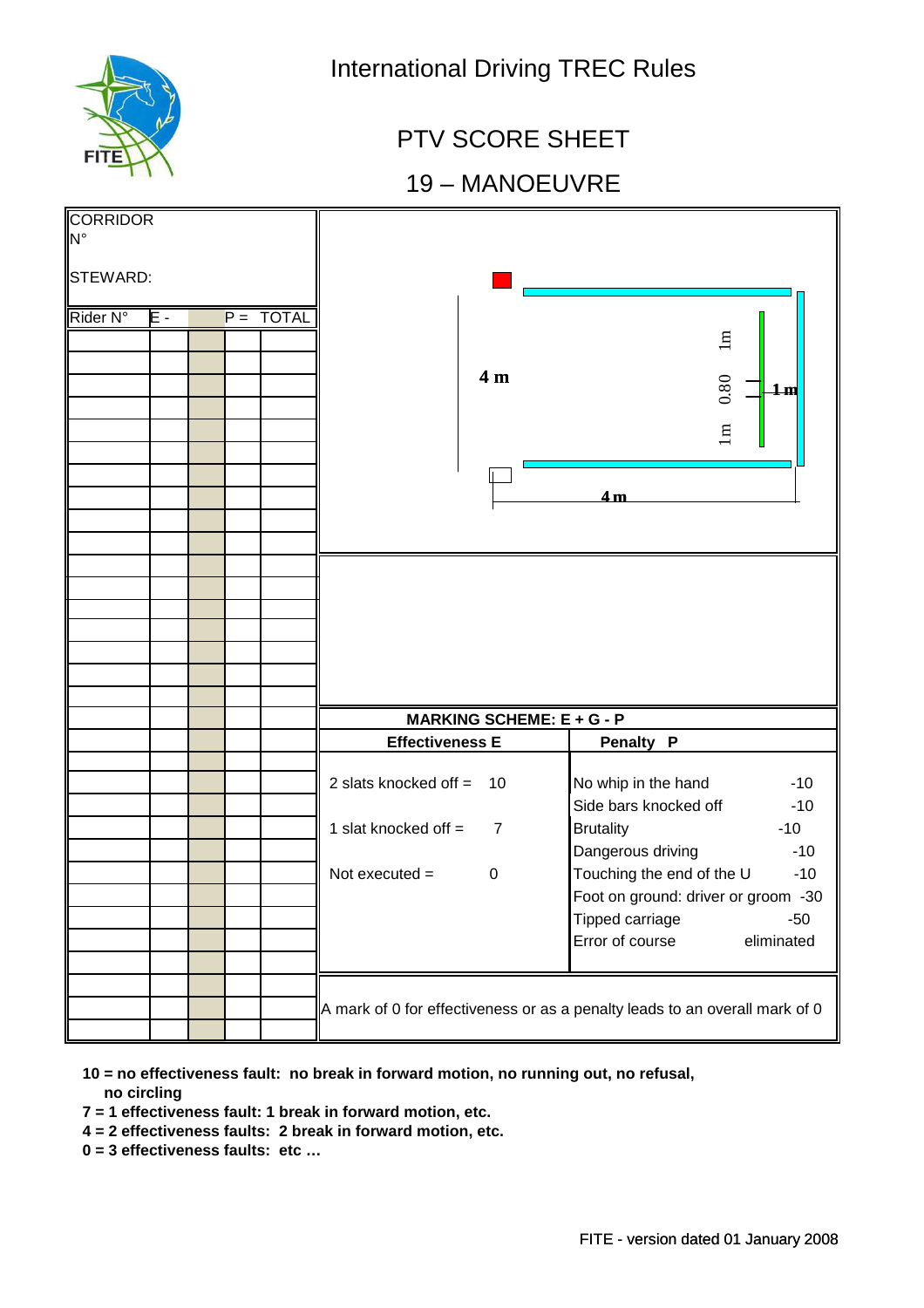# International Driving TREC Rules

## PTV SCORE SHEET

## 19 – MANOEUVRE

CORRIDOR
N°

STEWARD:

| Rider N° | E - | | P = | TOTAL |
|---|---|---|---|---|
| | | | | |
| | | | | |
| | | | | |
| | | | | |
| | | | | |
| | | | | |
| | | | | |
| | | | | |
| | | | | |
| | | | | |
| | | | | |
| | | | | |
| | | | | |
| | | | | |
| | | | | |
| | | | | |
| | | | | |
| | | | | |
| | | | | |
| | | | | |
| | | | | |
| | | | | |
| | | | | |
| | | | | |
| | | | | |
| | | | | |
| | | | | |
| | | | | |
| | | | | |
| | | | | |
| | | | | |

4 m

1m

0.80

1 m

1m

4 m

**MARKING SCHEME: E + G - P**

| Effectiveness E | | Penalty P | |
|---|---|---|---|
| 2 slats knocked off = | 10 | No whip in the hand | -10 |
| | | Side bars knocked off | -10 |
| 1 slat knocked off = | 7 | Brutality | -10 |
| | | Dangerous driving | -10 |
| Not executed = | 0 | Touching the end of the U | -10 |
| | | Foot on ground: driver or groom | -30 |
| | | Tipped carriage | -50 |
| | | Error of course | eliminated |

A mark of 0 for effectiveness or as a penalty leads to an overall mark of 0

**10 = no effectiveness fault: no break in forward motion, no running out, no refusal, no circling**
**7 = 1 effectiveness fault: 1 break in forward motion, etc.**
**4 = 2 effectiveness faults: 2 break in forward motion, etc.**
**0 = 3 effectiveness faults: etc …**

FITE - version dated 01 January 2008